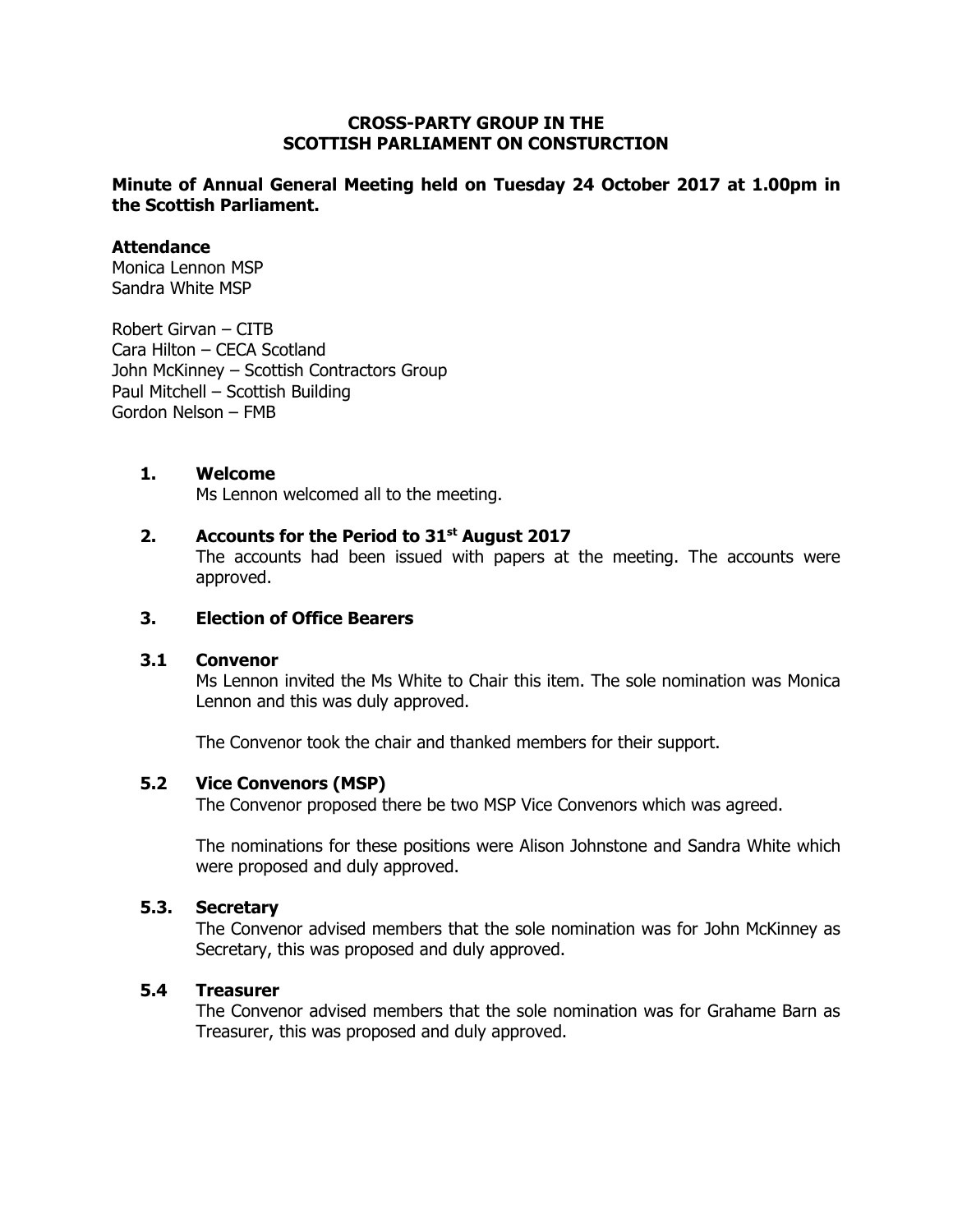# CROSS-PARTY GROUP IN THE SCOTTISH PARLIAMENT ON CONSTURCTION

**Minute of Annual General Meeting held on Tuesday 24 October 2017 at 1.00pm in the Scottish Parliament.**

**Attendance**

Monica Lennon MSP
Sandra White MSP

Robert Girvan – CITB
Cara Hilton – CECA Scotland
John McKinney – Scottish Contractors Group
Paul Mitchell – Scottish Building
Gordon Nelson – FMB

### 1. Welcome

Ms Lennon welcomed all to the meeting.

### 2. Accounts for the Period to 31st August 2017

The accounts had been issued with papers at the meeting. The accounts were approved.

### 3. Election of Office Bearers

### 3.1 Convenor

Ms Lennon invited the Ms White to Chair this item. The sole nomination was Monica Lennon and this was duly approved.

The Convenor took the chair and thanked members for their support.

### 5.2 Vice Convenors (MSP)

The Convenor proposed there be two MSP Vice Convenors which was agreed.

The nominations for these positions were Alison Johnstone and Sandra White which were proposed and duly approved.

### 5.3. Secretary

The Convenor advised members that the sole nomination was for John McKinney as Secretary, this was proposed and duly approved.

### 5.4 Treasurer

The Convenor advised members that the sole nomination was for Grahame Barn as Treasurer, this was proposed and duly approved.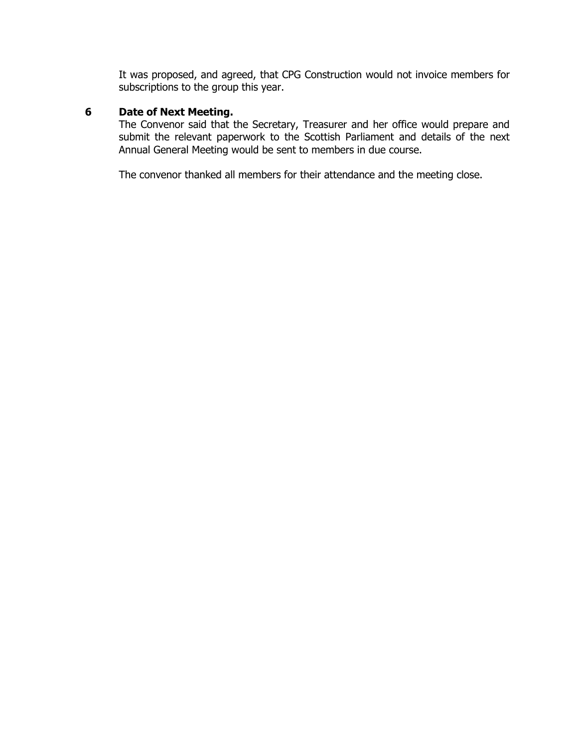It was proposed, and agreed, that CPG Construction would not invoice members for subscriptions to the group this year.

**6 Date of Next Meeting.**

The Convenor said that the Secretary, Treasurer and her office would prepare and submit the relevant paperwork to the Scottish Parliament and details of the next Annual General Meeting would be sent to members in due course.

The convenor thanked all members for their attendance and the meeting close.